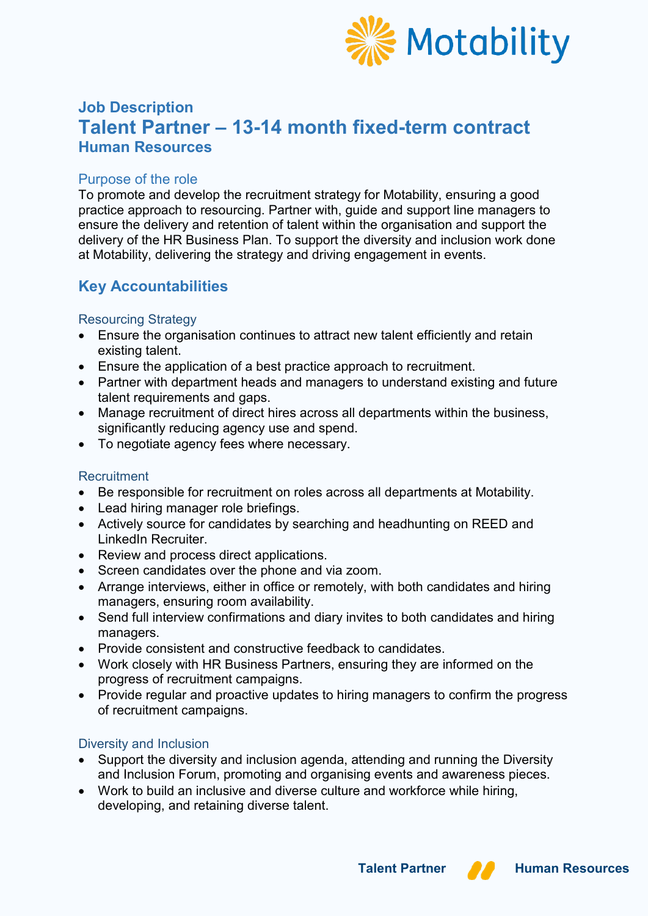Motability

## Job Description

# Talent Partner – 13-14 month fixed-term contract

### Human Resources

### Purpose of the role

To promote and develop the recruitment strategy for Motability, ensuring a good practice approach to resourcing. Partner with, guide and support line managers to ensure the delivery and retention of talent within the organisation and support the delivery of the HR Business Plan. To support the diversity and inclusion work done at Motability, delivering the strategy and driving engagement in events.

## Key Accountabilities

### Resourcing Strategy

- Ensure the organisation continues to attract new talent efficiently and retain existing talent.
- Ensure the application of a best practice approach to recruitment.
- Partner with department heads and managers to understand existing and future talent requirements and gaps.
- Manage recruitment of direct hires across all departments within the business, significantly reducing agency use and spend.
- To negotiate agency fees where necessary.

### Recruitment

- Be responsible for recruitment on roles across all departments at Motability.
- Lead hiring manager role briefings.
- Actively source for candidates by searching and headhunting on REED and LinkedIn Recruiter.
- Review and process direct applications.
- Screen candidates over the phone and via zoom.
- Arrange interviews, either in office or remotely, with both candidates and hiring managers, ensuring room availability.
- Send full interview confirmations and diary invites to both candidates and hiring managers.
- Provide consistent and constructive feedback to candidates.
- Work closely with HR Business Partners, ensuring they are informed on the progress of recruitment campaigns.
- Provide regular and proactive updates to hiring managers to confirm the progress of recruitment campaigns.

### Diversity and Inclusion

- Support the diversity and inclusion agenda, attending and running the Diversity and Inclusion Forum, promoting and organising events and awareness pieces.
- Work to build an inclusive and diverse culture and workforce while hiring, developing, and retaining diverse talent.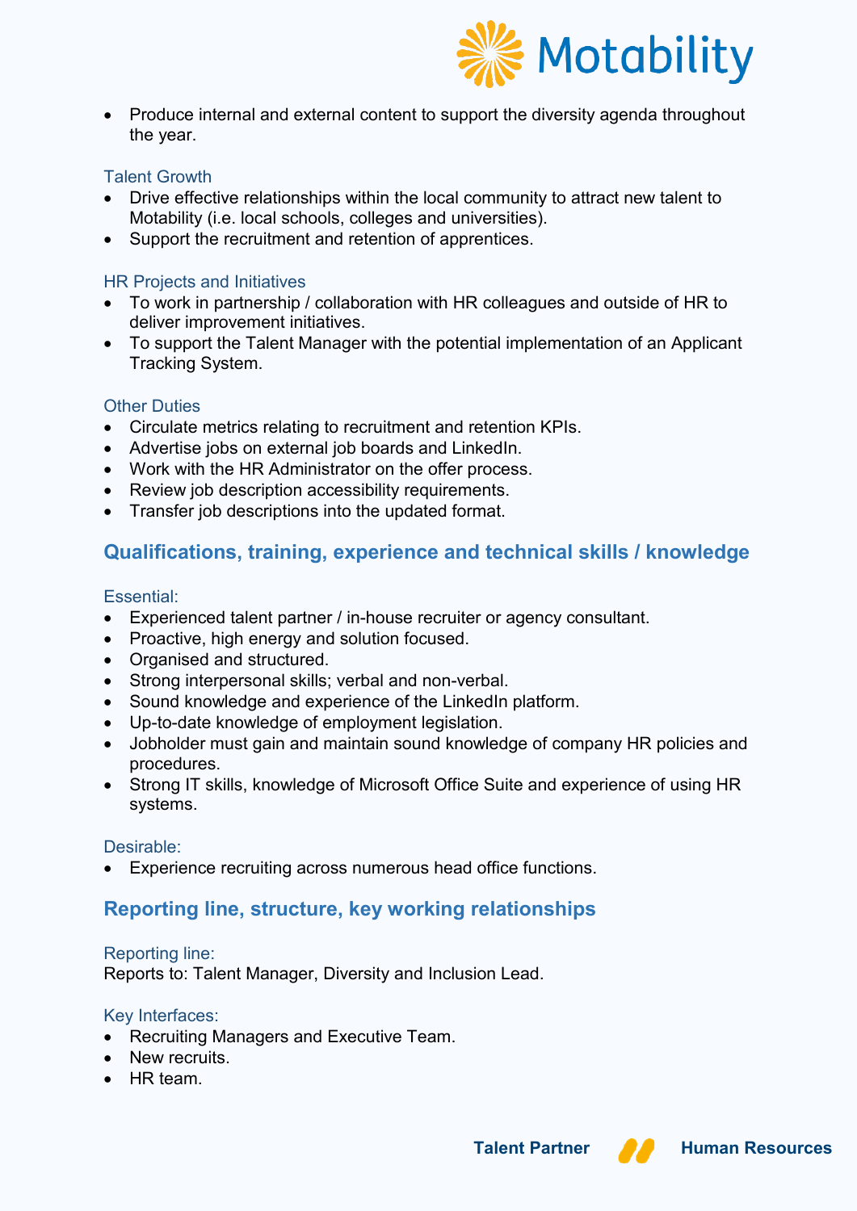- Produce internal and external content to support the diversity agenda throughout the year.

### Talent Growth

- Drive effective relationships within the local community to attract new talent to Motability (i.e. local schools, colleges and universities).
- Support the recruitment and retention of apprentices.

### HR Projects and Initiatives

- To work in partnership / collaboration with HR colleagues and outside of HR to deliver improvement initiatives.
- To support the Talent Manager with the potential implementation of an Applicant Tracking System.

### Other Duties

- Circulate metrics relating to recruitment and retention KPIs.
- Advertise jobs on external job boards and LinkedIn.
- Work with the HR Administrator on the offer process.
- Review job description accessibility requirements.
- Transfer job descriptions into the updated format.

## Qualifications, training, experience and technical skills / knowledge

### Essential:

- Experienced talent partner / in-house recruiter or agency consultant.
- Proactive, high energy and solution focused.
- Organised and structured.
- Strong interpersonal skills; verbal and non-verbal.
- Sound knowledge and experience of the LinkedIn platform.
- Up-to-date knowledge of employment legislation.
- Jobholder must gain and maintain sound knowledge of company HR policies and procedures.
- Strong IT skills, knowledge of Microsoft Office Suite and experience of using HR systems.

### Desirable:

- Experience recruiting across numerous head office functions.

## Reporting line, structure, key working relationships

### Reporting line:

Reports to: Talent Manager, Diversity and Inclusion Lead.

### Key Interfaces:

- Recruiting Managers and Executive Team.
- New recruits.
- HR team.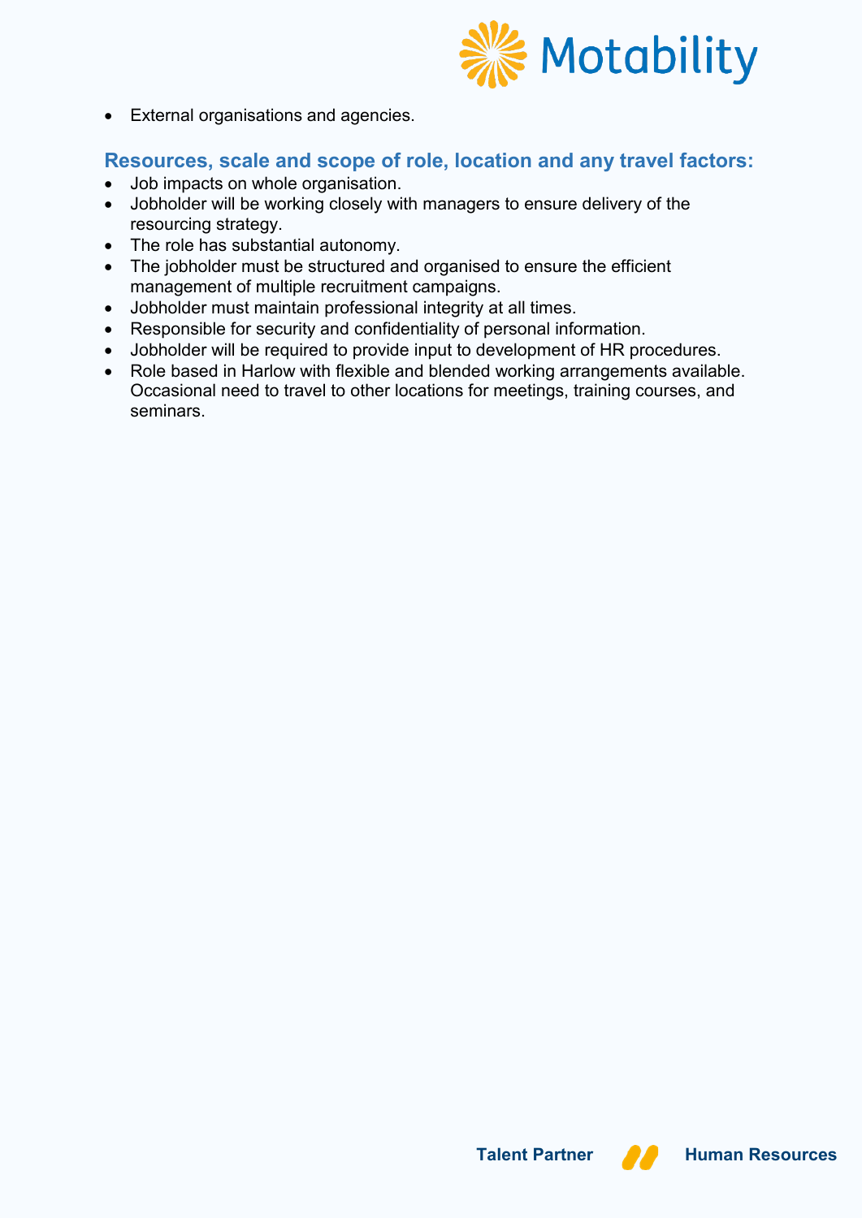- External organisations and agencies.

## Resources, scale and scope of role, location and any travel factors:

- Job impacts on whole organisation.
- Jobholder will be working closely with managers to ensure delivery of the resourcing strategy.
- The role has substantial autonomy.
- The jobholder must be structured and organised to ensure the efficient management of multiple recruitment campaigns.
- Jobholder must maintain professional integrity at all times.
- Responsible for security and confidentiality of personal information.
- Jobholder will be required to provide input to development of HR procedures.
- Role based in Harlow with flexible and blended working arrangements available. Occasional need to travel to other locations for meetings, training courses, and seminars.